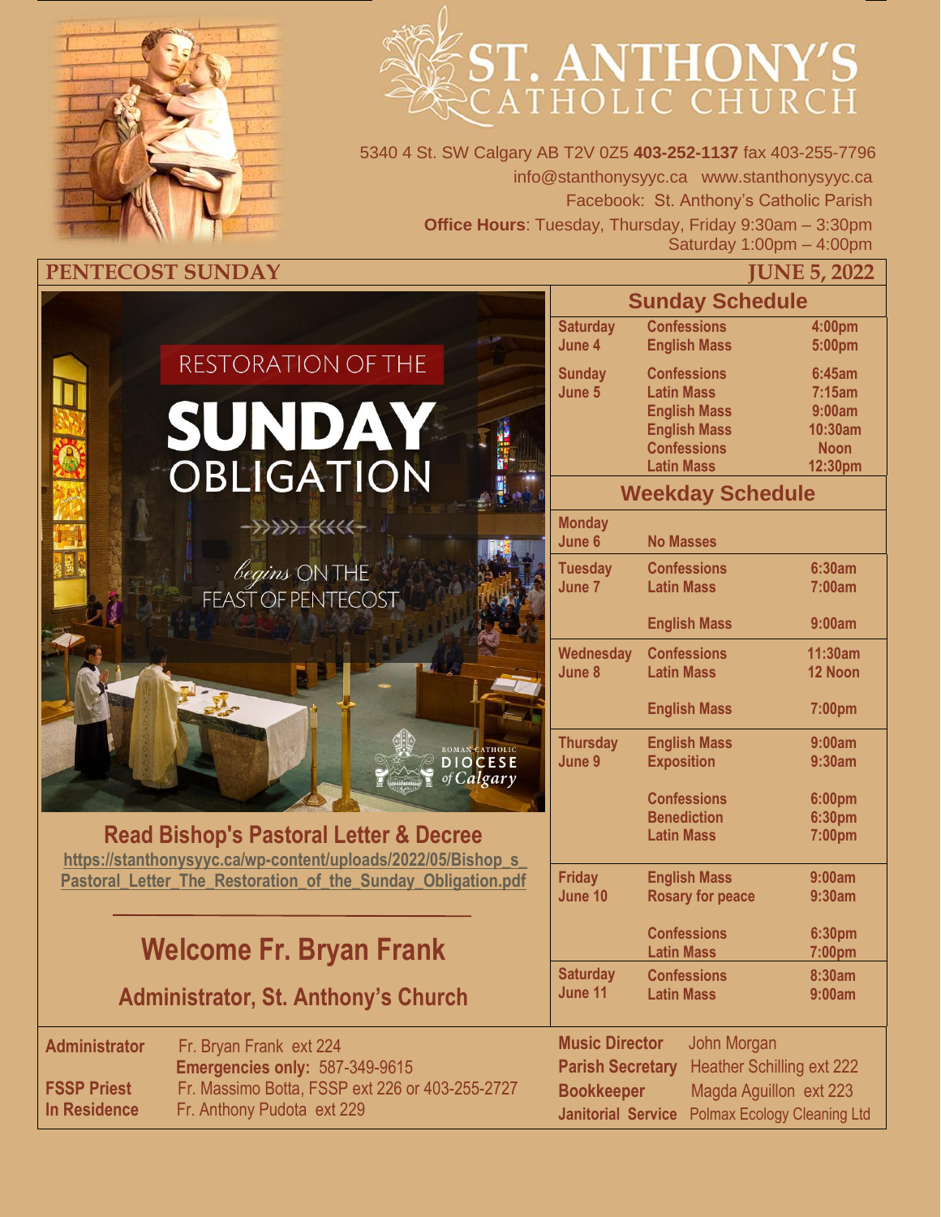# ST. ANTHONY'S CATHOLIC CHURCH

5340 4 St. SW Calgary AB T2V 0Z5 **403-252-1137** fax 403-255-7796
info@stanthonysyyc.ca www.stanthonysyyc.ca
Facebook: St. Anthony's Catholic Parish
**Office Hours**: Tuesday, Thursday, Friday 9:30am – 3:30pm
Saturday 1:00pm – 4:00pm

## PENTECOST SUNDAY — JUNE 5, 2022

RESTORATION OF THE SUNDAY OBLIGATION

*begins* ON THE FEAST OF PENTECOST

ROMAN CATHOLIC DIOCESE of Calgary

### Read Bishop's Pastoral Letter & Decree

https://stanthonysyyc.ca/wp-content/uploads/2022/05/Bishop_s_Pastoral_Letter_The_Restoration_of_the_Sunday_Obligation.pdf

## Welcome Fr. Bryan Frank

### Administrator, St. Anthony's Church

### Sunday Schedule

| Day | Service | Time |
|---|---|---|
| Saturday June 4 | Confessions | 4:00pm |
| | English Mass | 5:00pm |
| Sunday June 5 | Confessions | 6:45am |
| | Latin Mass | 7:15am |
| | English Mass | 9:00am |
| | English Mass | 10:30am |
| | Confessions | Noon |
| | Latin Mass | 12:30pm |

### Weekday Schedule

| Day | Service | Time |
|---|---|---|
| Monday June 6 | No Masses | |
| Tuesday June 7 | Confessions | 6:30am |
| | Latin Mass | 7:00am |
| | English Mass | 9:00am |
| Wednesday June 8 | Confessions | 11:30am |
| | Latin Mass | 12 Noon |
| | English Mass | 7:00pm |
| Thursday June 9 | English Mass | 9:00am |
| | Exposition | 9:30am |
| | Confessions | 6:00pm |
| | Benediction | 6:30pm |
| | Latin Mass | 7:00pm |
| Friday June 10 | English Mass | 9:00am |
| | Rosary for peace | 9:30am |
| | Confessions | 6:30pm |
| | Latin Mass | 7:00pm |
| Saturday June 11 | Confessions | 8:30am |
| | Latin Mass | 9:00am |

**Administrator** Fr. Bryan Frank ext 224
**Emergencies only:** 587-349-9615
**FSSP Priest** Fr. Massimo Botta, FSSP ext 226 or 403-255-2727
**In Residence** Fr. Anthony Pudota ext 229

**Music Director** John Morgan
**Parish Secretary** Heather Schilling ext 222
**Bookkeeper** Magda Aguillon ext 223
**Janitorial Service** Polmax Ecology Cleaning Ltd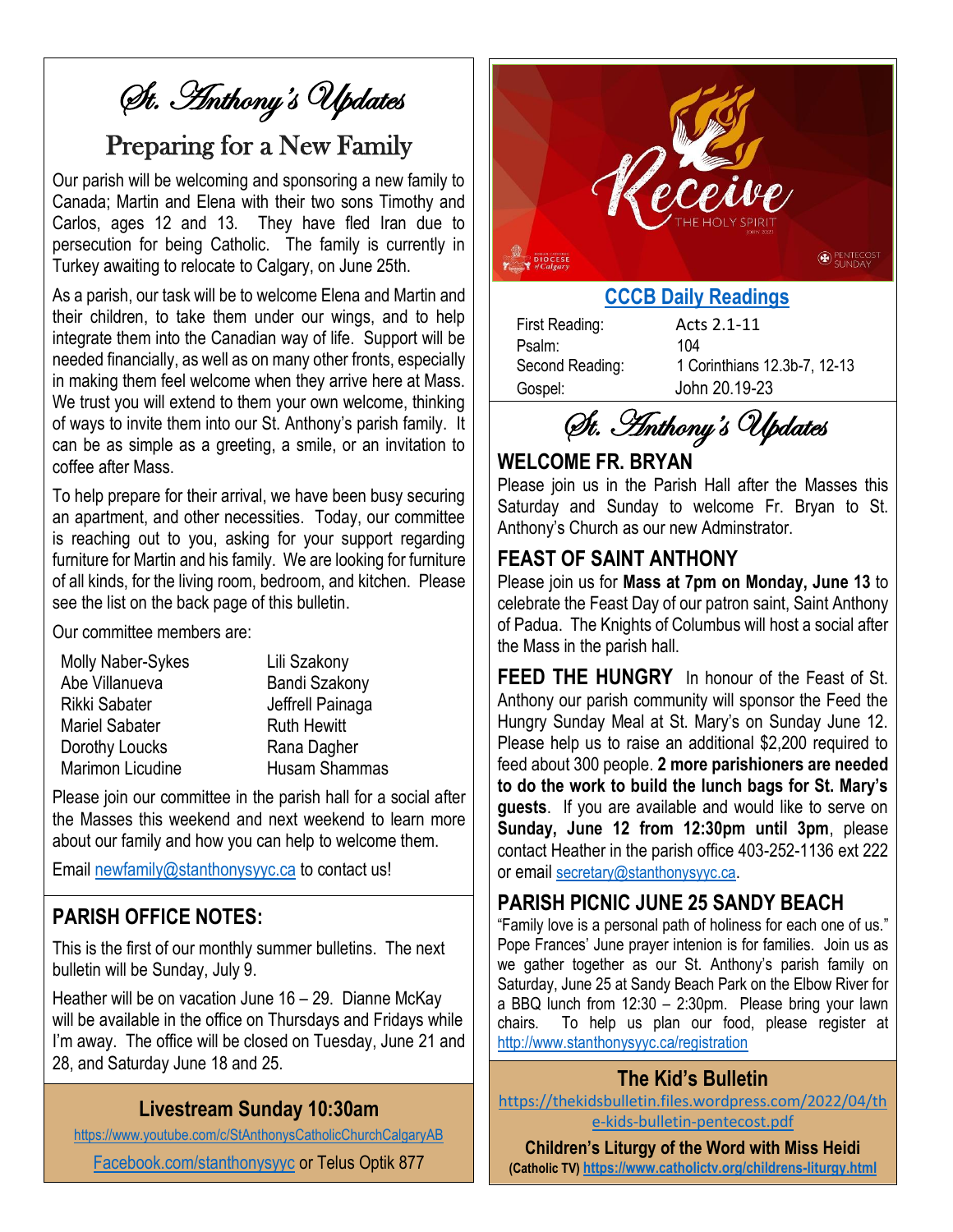# St. Anthony's Updates

## Preparing for a New Family

Our parish will be welcoming and sponsoring a new family to Canada; Martin and Elena with their two sons Timothy and Carlos, ages 12 and 13. They have fled Iran due to persecution for being Catholic. The family is currently in Turkey awaiting to relocate to Calgary, on June 25th.

As a parish, our task will be to welcome Elena and Martin and their children, to take them under our wings, and to help integrate them into the Canadian way of life. Support will be needed financially, as well as on many other fronts, especially in making them feel welcome when they arrive here at Mass. We trust you will extend to them your own welcome, thinking of ways to invite them into our St. Anthony's parish family. It can be as simple as a greeting, a smile, or an invitation to coffee after Mass.

To help prepare for their arrival, we have been busy securing an apartment, and other necessities. Today, our committee is reaching out to you, asking for your support regarding furniture for Martin and his family. We are looking for furniture of all kinds, for the living room, bedroom, and kitchen. Please see the list on the back page of this bulletin.

Our committee members are:

| | |
|---|---|
| Molly Naber-Sykes | Lili Szakony |
| Abe Villanueva | Bandi Szakony |
| Rikki Sabater | Jeffrell Painaga |
| Mariel Sabater | Ruth Hewitt |
| Dorothy Loucks | Rana Dagher |
| Marimon Licudine | Husam Shammas |

Please join our committee in the parish hall for a social after the Masses this weekend and next weekend to learn more about our family and how you can help to welcome them.

Email newfamily@stanthonysyyc.ca to contact us!

## PARISH OFFICE NOTES:

This is the first of our monthly summer bulletins. The next bulletin will be Sunday, July 9.

Heather will be on vacation June 16 – 29. Dianne McKay will be available in the office on Thursdays and Fridays while I'm away. The office will be closed on Tuesday, June 21 and 28, and Saturday June 18 and 25.

### Livestream Sunday 10:30am

https://www.youtube.com/c/StAnthonysCatholicChurchCalgaryAB

Facebook.com/stanthonysyyc or Telus Optik 877

Receive THE HOLY SPIRIT JOHN 20:22 — Diocese of Calgary — Pentecost Sunday

### CCCB Daily Readings

| | |
|---|---|
| First Reading: | Acts 2.1-11 |
| Psalm: | 104 |
| Second Reading: | 1 Corinthians 12.3b-7, 12-13 |
| Gospel: | John 20.19-23 |

# St. Anthony's Updates

## WELCOME FR. BRYAN

Please join us in the Parish Hall after the Masses this Saturday and Sunday to welcome Fr. Bryan to St. Anthony's Church as our new Adminstrator.

## FEAST OF SAINT ANTHONY

Please join us for **Mass at 7pm on Monday, June 13** to celebrate the Feast Day of our patron saint, Saint Anthony of Padua. The Knights of Columbus will host a social after the Mass in the parish hall.

**FEED THE HUNGRY** In honour of the Feast of St. Anthony our parish community will sponsor the Feed the Hungry Sunday Meal at St. Mary's on Sunday June 12. Please help us to raise an additional $2,200 required to feed about 300 people. **2 more parishioners are needed to do the work to build the lunch bags for St. Mary's guests**. If you are available and would like to serve on **Sunday, June 12 from 12:30pm until 3pm**, please contact Heather in the parish office 403-252-1136 ext 222 or email secretary@stanthonysyyc.ca.

## PARISH PICNIC JUNE 25 SANDY BEACH

"Family love is a personal path of holiness for each one of us." Pope Frances' June prayer intenion is for families. Join us as we gather together as our St. Anthony's parish family on Saturday, June 25 at Sandy Beach Park on the Elbow River for a BBQ lunch from 12:30 – 2:30pm. Please bring your lawn chairs. To help us plan our food, please register at http://www.stanthonysyyc.ca/registration

### The Kid's Bulletin

https://thekidsbulletin.files.wordpress.com/2022/04/the-kids-bulletin-pentecost.pdf

**Children's Liturgy of the Word with Miss Heidi**

**(Catholic TV) https://www.catholictv.org/childrens-liturgy.html**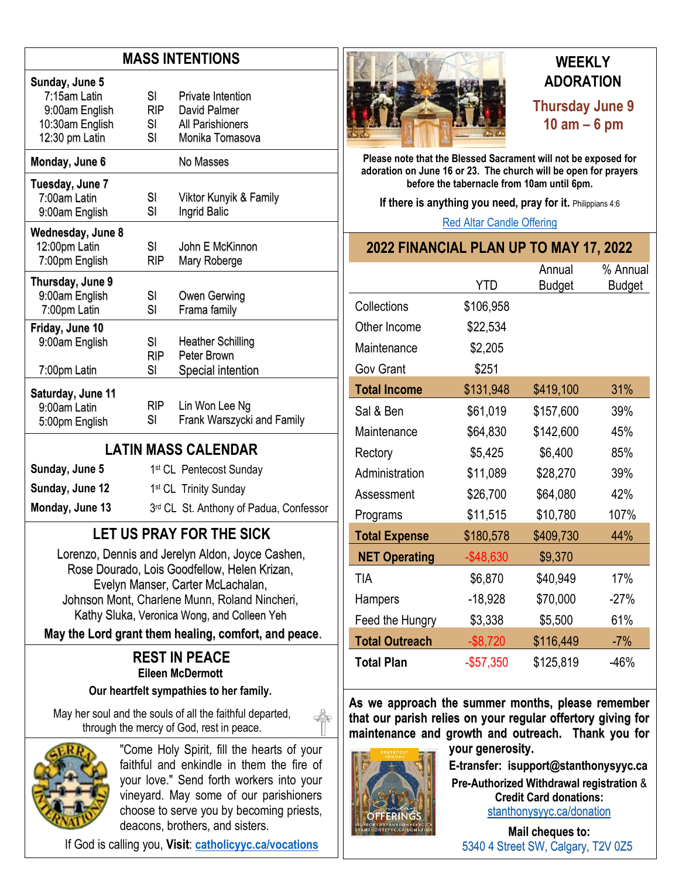## MASS INTENTIONS

| | | |
|---|---|---|
| **Sunday, June 5** | | |
| 7:15am Latin | SI | Private Intention |
| 9:00am English | RIP | David Palmer |
| 10:30am English | SI | All Parishioners |
| 12:30 pm Latin | SI | Monika Tomasova |
| **Monday, June 6** | | No Masses |
| **Tuesday, June 7** | | |
| 7:00am Latin | SI | Viktor Kunyik & Family |
| 9:00am English | SI | Ingrid Balic |
| **Wednesday, June 8** | | |
| 12:00pm Latin | SI | John E McKinnon |
| 7:00pm English | RIP | Mary Roberge |
| **Thursday, June 9** | | |
| 9:00am English | SI | Owen Gerwing |
| 7:00pm Latin | SI | Frama family |
| **Friday, June 10** | | |
| 9:00am English | SI | Heather Schilling |
| | RIP | Peter Brown |
| 7:00pm Latin | SI | Special intention |
| **Saturday, June 11** | | |
| 9:00am Latin | RIP | Lin Won Lee Ng |
| 5:00pm English | SI | Frank Warszycki and Family |

## LATIN MASS CALENDAR

| | |
|---|---|
| **Sunday, June 5** | 1st CL Pentecost Sunday |
| **Sunday, June 12** | 1st CL Trinity Sunday |
| **Monday, June 13** | 3rd CL St. Anthony of Padua, Confessor |

## LET US PRAY FOR THE SICK

Lorenzo, Dennis and Jerelyn Aldon, Joyce Cashen, Rose Dourado, Lois Goodfellow, Helen Krizan, Evelyn Manser, Carter McLachalan, Johnson Mont, Charlene Munn, Roland Nincheri, Kathy Sluka, Veronica Wong, and Colleen Yeh

**May the Lord grant them healing, comfort, and peace.**

## REST IN PEACE

**Eileen McDermott**

**Our heartfelt sympathies to her family.**

May her soul and the souls of all the faithful departed, through the mercy of God, rest in peace.

"Come Holy Spirit, fill the hearts of your faithful and enkindle in them the fire of your love." Send forth workers into your vineyard. May some of our parishioners choose to serve you by becoming priests, deacons, brothers, and sisters.

If God is calling you, **Visit**: **catholicyyc.ca/vocations**

## WEEKLY ADORATION

**Thursday June 9**
**10 am – 6 pm**

**Please note that the Blessed Sacrament will not be exposed for adoration on June 16 or 23. The church will be open for prayers before the tabernacle from 10am until 6pm.**

**If there is anything you need, pray for it.** Philippians 4:6

Red Altar Candle Offering

## 2022 FINANCIAL PLAN UP TO MAY 17, 2022

| | YTD | Annual Budget | % Annual Budget |
|---|---|---|---|
| Collections | $106,958 | | |
| Other Income | $22,534 | | |
| Maintenance | $2,205 | | |
| Gov Grant | $251 | | |
| **Total Income** | $131,948 | $419,100 | 31% |
| Sal & Ben | $61,019 | $157,600 | 39% |
| Maintenance | $64,830 | $142,600 | 45% |
| Rectory | $5,425 | $6,400 | 85% |
| Administration | $11,089 | $28,270 | 39% |
| Assessment | $26,700 | $64,080 | 42% |
| Programs | $11,515 | $10,780 | 107% |
| **Total Expense** | $180,578 | $409,730 | 44% |
| **NET Operating** | -$48,630 | $9,370 | |
| TIA | $6,870 | $40,949 | 17% |
| Hampers | -18,928 | $70,000 | -27% |
| Feed the Hungry | $3,338 | $5,500 | 61% |
| **Total Outreach** | -$8,720 | $116,449 | -7% |
| **Total Plan** | -$57,350 | $125,819 | -46% |

**As we approach the summer months, please remember that our parish relies on your regular offertory giving for maintenance and growth and outreach. Thank you for your generosity.**

**E-transfer: isupport@stanthonysyyc.ca**

**Pre-Authorized Withdrawal registration & Credit Card donations:**
stanthonysyyc.ca/donation

**Mail cheques to:**
5340 4 Street SW, Calgary, T2V 0Z5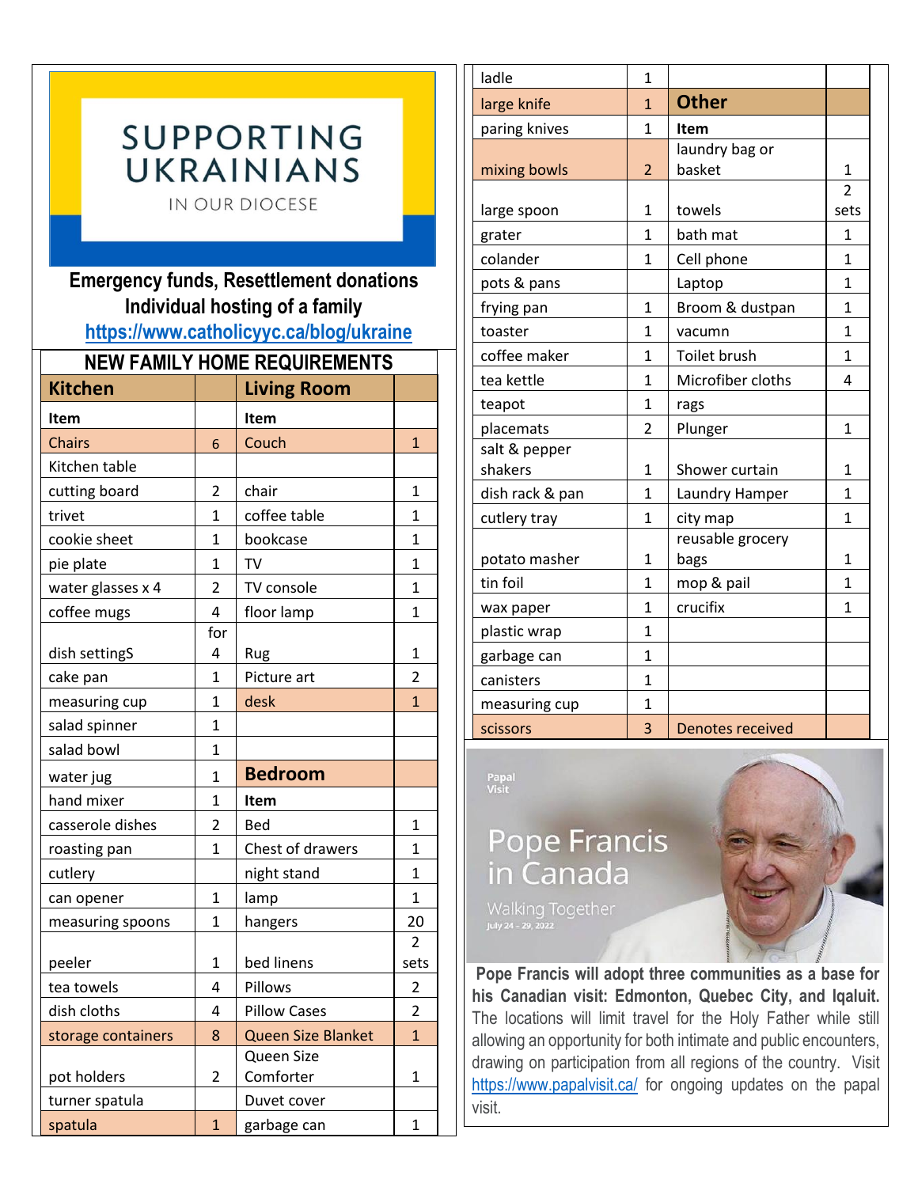# SUPPORTING UKRAINIANS

IN OUR DIOCESE

**Emergency funds, Resettlement donations**
**Individual hosting of a family**
**https://www.catholicyyc.ca/blog/ukraine**

## NEW FAMILY HOME REQUIREMENTS

| **Kitchen** | | **Living Room** | |
|---|---|---|---|
| **Item** | | **Item** | |
| Chairs | 6 | Couch | 1 |
| Kitchen table | | | |
| cutting board | 2 | chair | 1 |
| trivet | 1 | coffee table | 1 |
| cookie sheet | 1 | bookcase | 1 |
| pie plate | 1 | TV | 1 |
| water glasses x 4 | 2 | TV console | 1 |
| coffee mugs | 4 | floor lamp | 1 |
| dish settingS | for 4 | Rug | 1 |
| cake pan | 1 | Picture art | 2 |
| measuring cup | 1 | desk | 1 |
| salad spinner | 1 | | |
| salad bowl | 1 | | |
| water jug | 1 | **Bedroom** | |
| hand mixer | 1 | **Item** | |
| casserole dishes | 2 | Bed | 1 |
| roasting pan | 1 | Chest of drawers | 1 |
| cutlery | | night stand | 1 |
| can opener | 1 | lamp | 1 |
| measuring spoons | 1 | hangers | 20 |
| peeler | 1 | bed linens | 2 sets |
| tea towels | 4 | Pillows | 2 |
| dish cloths | 4 | Pillow Cases | 2 |
| storage containers | 8 | Queen Size Blanket | 1 |
| pot holders | 2 | Queen Size Comforter | 1 |
| turner spatula | | Duvet cover | |
| spatula | 1 | garbage can | 1 |
| ladle | 1 | | |
| large knife | 1 | **Other** | |
| paring knives | 1 | **Item** | |
| mixing bowls | 2 | laundry bag or basket | 1 |
| large spoon | 1 | towels | 2 sets |
| grater | 1 | bath mat | 1 |
| colander | 1 | Cell phone | 1 |
| pots & pans | | Laptop | 1 |
| frying pan | 1 | Broom & dustpan | 1 |
| toaster | 1 | vacumn | 1 |
| coffee maker | 1 | Toilet brush | 1 |
| tea kettle | 1 | Microfiber cloths | 4 |
| teapot | 1 | rags | |
| placemats | 2 | Plunger | 1 |
| salt & pepper shakers | 1 | Shower curtain | 1 |
| dish rack & pan | 1 | Laundry Hamper | 1 |
| cutlery tray | 1 | city map | 1 |
| potato masher | 1 | reusable grocery bags | 1 |
| tin foil | 1 | mop & pail | 1 |
| wax paper | 1 | crucifix | 1 |
| plastic wrap | 1 | | |
| garbage can | 1 | | |
| canisters | 1 | | |
| measuring cup | 1 | | |
| scissors | 3 | Denotes received | |

Papal Visit

Pope Francis in Canada

Walking Together

July 24 – 29, 2022

**Pope Francis will adopt three communities as a base for his Canadian visit: Edmonton, Quebec City, and Iqaluit.** The locations will limit travel for the Holy Father while still allowing an opportunity for both intimate and public encounters, drawing on participation from all regions of the country. Visit https://www.papalvisit.ca/ for ongoing updates on the papal visit.